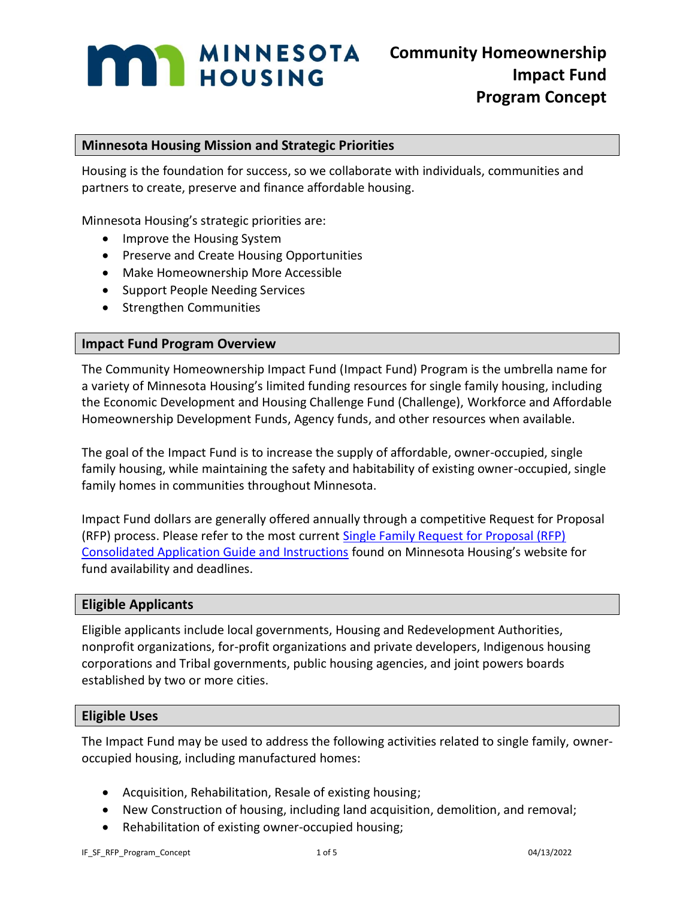MINNESOTA HOUSING

# Community Homeownership Impact Fund Program Concept

## Minnesota Housing Mission and Strategic Priorities

Housing is the foundation for success, so we collaborate with individuals, communities and partners to create, preserve and finance affordable housing.

Minnesota Housing's strategic priorities are:

- Improve the Housing System
- Preserve and Create Housing Opportunities
- Make Homeownership More Accessible
- Support People Needing Services
- Strengthen Communities

## Impact Fund Program Overview

The Community Homeownership Impact Fund (Impact Fund) Program is the umbrella name for a variety of Minnesota Housing's limited funding resources for single family housing, including the Economic Development and Housing Challenge Fund (Challenge), Workforce and Affordable Homeownership Development Funds, Agency funds, and other resources when available.

The goal of the Impact Fund is to increase the supply of affordable, owner-occupied, single family housing, while maintaining the safety and habitability of existing owner-occupied, single family homes in communities throughout Minnesota.

Impact Fund dollars are generally offered annually through a competitive Request for Proposal (RFP) process. Please refer to the most current Single Family Request for Proposal (RFP) Consolidated Application Guide and Instructions found on Minnesota Housing's website for fund availability and deadlines.

## Eligible Applicants

Eligible applicants include local governments, Housing and Redevelopment Authorities, nonprofit organizations, for-profit organizations and private developers, Indigenous housing corporations and Tribal governments, public housing agencies, and joint powers boards established by two or more cities.

## Eligible Uses

The Impact Fund may be used to address the following activities related to single family, owner-occupied housing, including manufactured homes:

- Acquisition, Rehabilitation, Resale of existing housing;
- New Construction of housing, including land acquisition, demolition, and removal;
- Rehabilitation of existing owner-occupied housing;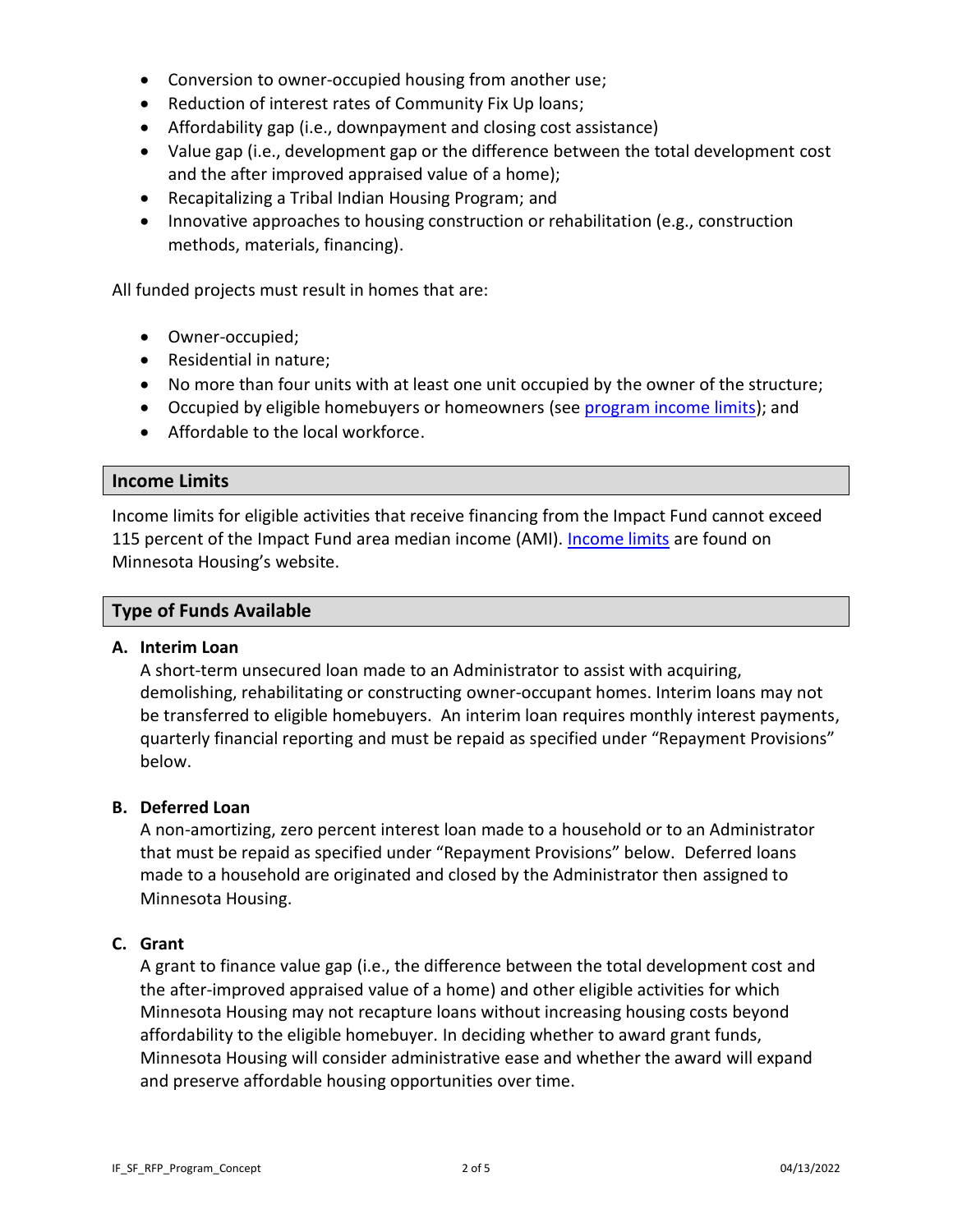- Conversion to owner-occupied housing from another use;
- Reduction of interest rates of Community Fix Up loans;
- Affordability gap (i.e., downpayment and closing cost assistance)
- Value gap (i.e., development gap or the difference between the total development cost and the after improved appraised value of a home);
- Recapitalizing a Tribal Indian Housing Program; and
- Innovative approaches to housing construction or rehabilitation (e.g., construction methods, materials, financing).

All funded projects must result in homes that are:

- Owner-occupied;
- Residential in nature;
- No more than four units with at least one unit occupied by the owner of the structure;
- Occupied by eligible homebuyers or homeowners (see program income limits); and
- Affordable to the local workforce.

## Income Limits

Income limits for eligible activities that receive financing from the Impact Fund cannot exceed 115 percent of the Impact Fund area median income (AMI). Income limits are found on Minnesota Housing's website.

## Type of Funds Available

**A. Interim Loan**

A short-term unsecured loan made to an Administrator to assist with acquiring, demolishing, rehabilitating or constructing owner-occupant homes. Interim loans may not be transferred to eligible homebuyers. An interim loan requires monthly interest payments, quarterly financial reporting and must be repaid as specified under "Repayment Provisions" below.

**B. Deferred Loan**

A non-amortizing, zero percent interest loan made to a household or to an Administrator that must be repaid as specified under "Repayment Provisions" below. Deferred loans made to a household are originated and closed by the Administrator then assigned to Minnesota Housing.

**C. Grant**

A grant to finance value gap (i.e., the difference between the total development cost and the after-improved appraised value of a home) and other eligible activities for which Minnesota Housing may not recapture loans without increasing housing costs beyond affordability to the eligible homebuyer. In deciding whether to award grant funds, Minnesota Housing will consider administrative ease and whether the award will expand and preserve affordable housing opportunities over time.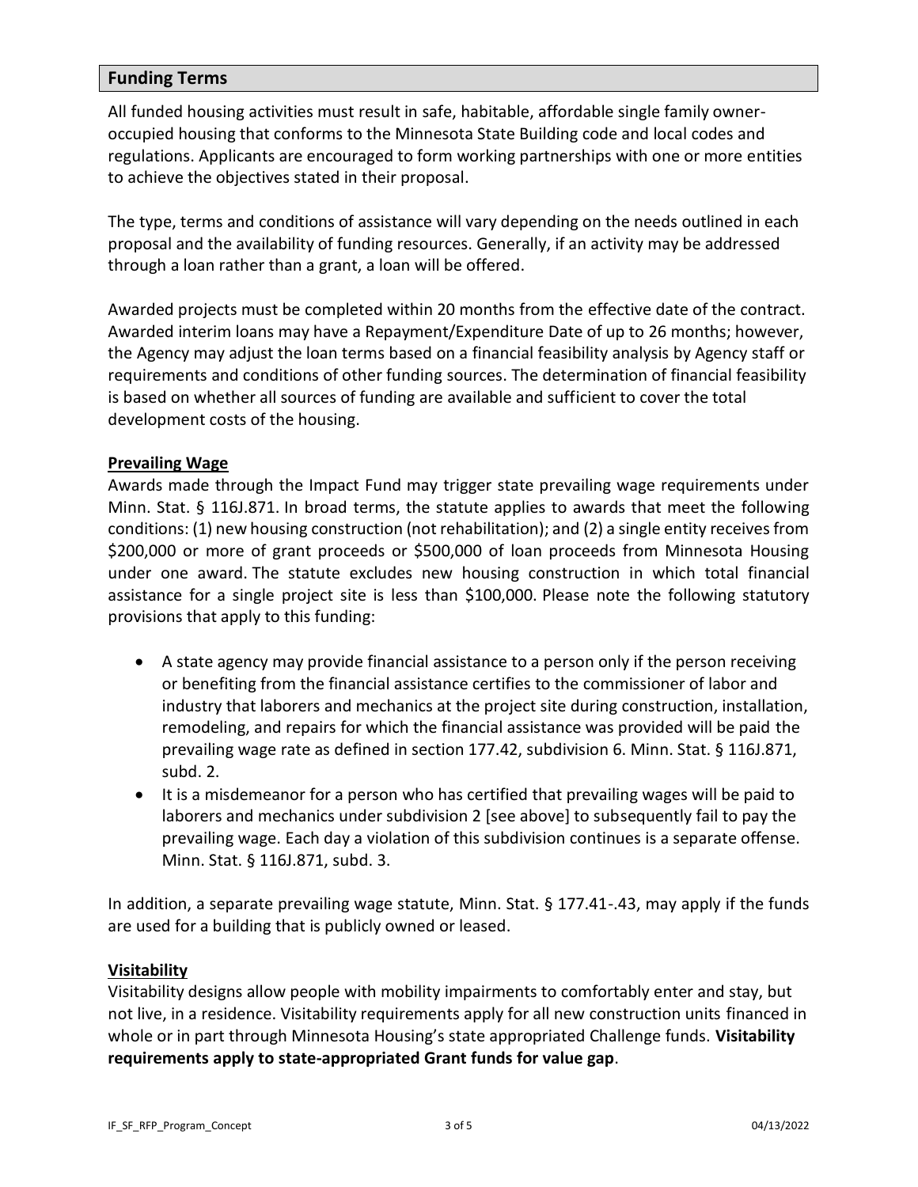## Funding Terms

All funded housing activities must result in safe, habitable, affordable single family owner-occupied housing that conforms to the Minnesota State Building code and local codes and regulations. Applicants are encouraged to form working partnerships with one or more entities to achieve the objectives stated in their proposal.

The type, terms and conditions of assistance will vary depending on the needs outlined in each proposal and the availability of funding resources. Generally, if an activity may be addressed through a loan rather than a grant, a loan will be offered.

Awarded projects must be completed within 20 months from the effective date of the contract. Awarded interim loans may have a Repayment/Expenditure Date of up to 26 months; however, the Agency may adjust the loan terms based on a financial feasibility analysis by Agency staff or requirements and conditions of other funding sources. The determination of financial feasibility is based on whether all sources of funding are available and sufficient to cover the total development costs of the housing.

### Prevailing Wage

Awards made through the Impact Fund may trigger state prevailing wage requirements under Minn. Stat. § 116J.871. In broad terms, the statute applies to awards that meet the following conditions: (1) new housing construction (not rehabilitation); and (2) a single entity receives from $200,000 or more of grant proceeds or $500,000 of loan proceeds from Minnesota Housing under one award. The statute excludes new housing construction in which total financial assistance for a single project site is less than $100,000. Please note the following statutory provisions that apply to this funding:

- A state agency may provide financial assistance to a person only if the person receiving or benefiting from the financial assistance certifies to the commissioner of labor and industry that laborers and mechanics at the project site during construction, installation, remodeling, and repairs for which the financial assistance was provided will be paid the prevailing wage rate as defined in section 177.42, subdivision 6. Minn. Stat. § 116J.871, subd. 2.
- It is a misdemeanor for a person who has certified that prevailing wages will be paid to laborers and mechanics under subdivision 2 [see above] to subsequently fail to pay the prevailing wage. Each day a violation of this subdivision continues is a separate offense. Minn. Stat. § 116J.871, subd. 3.

In addition, a separate prevailing wage statute, Minn. Stat. § 177.41-.43, may apply if the funds are used for a building that is publicly owned or leased.

### Visitability

Visitability designs allow people with mobility impairments to comfortably enter and stay, but not live, in a residence. Visitability requirements apply for all new construction units financed in whole or in part through Minnesota Housing's state appropriated Challenge funds. **Visitability requirements apply to state-appropriated Grant funds for value gap**.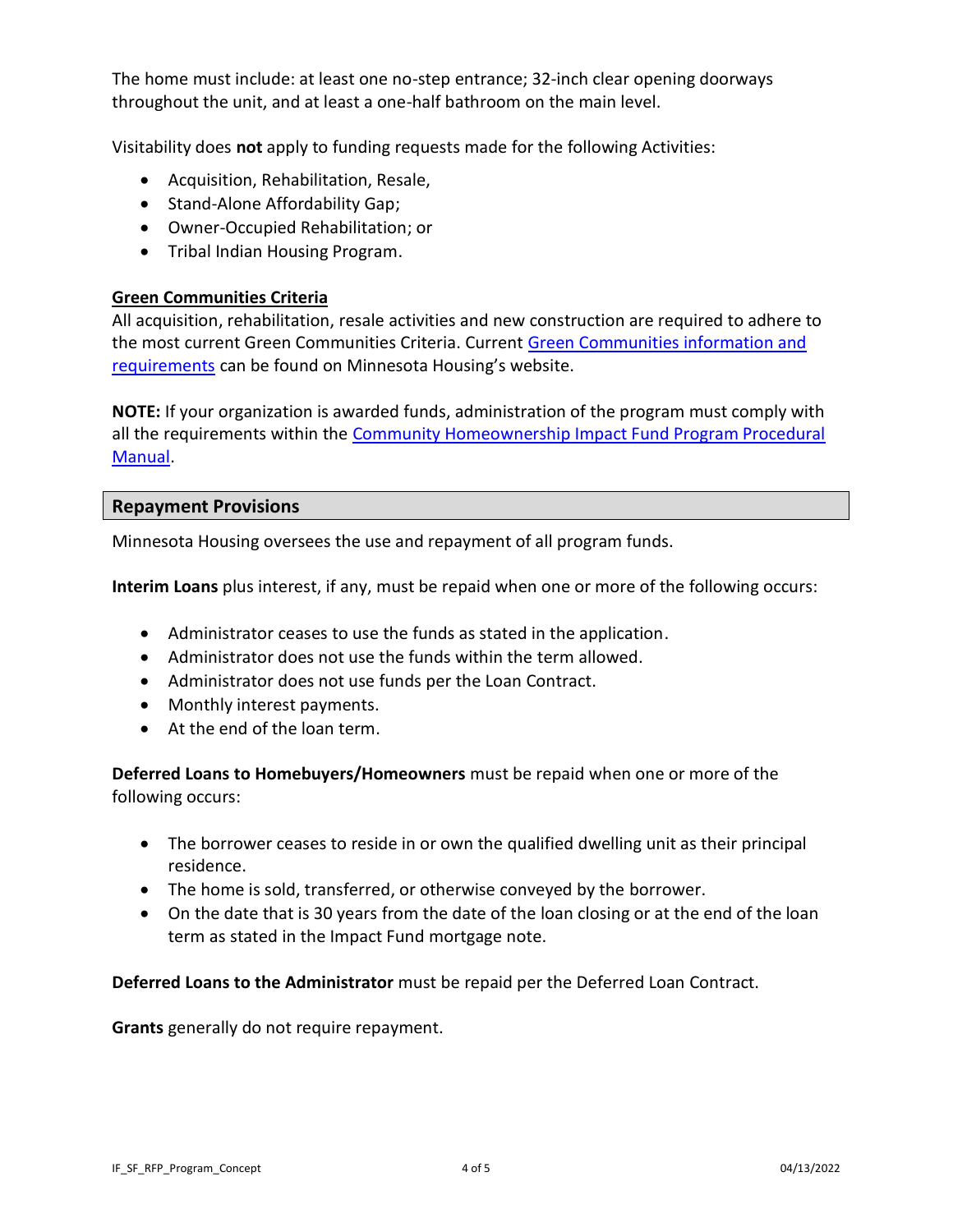The home must include: at least one no-step entrance; 32-inch clear opening doorways throughout the unit, and at least a one-half bathroom on the main level.

Visitability does **not** apply to funding requests made for the following Activities:

- Acquisition, Rehabilitation, Resale,
- Stand-Alone Affordability Gap;
- Owner-Occupied Rehabilitation; or
- Tribal Indian Housing Program.

**Green Communities Criteria**

All acquisition, rehabilitation, resale activities and new construction are required to adhere to the most current Green Communities Criteria. Current Green Communities information and requirements can be found on Minnesota Housing's website.

**NOTE:** If your organization is awarded funds, administration of the program must comply with all the requirements within the Community Homeownership Impact Fund Program Procedural Manual.

## Repayment Provisions

Minnesota Housing oversees the use and repayment of all program funds.

**Interim Loans** plus interest, if any, must be repaid when one or more of the following occurs:

- Administrator ceases to use the funds as stated in the application.
- Administrator does not use the funds within the term allowed.
- Administrator does not use funds per the Loan Contract.
- Monthly interest payments.
- At the end of the loan term.

**Deferred Loans to Homebuyers/Homeowners** must be repaid when one or more of the following occurs:

- The borrower ceases to reside in or own the qualified dwelling unit as their principal residence.
- The home is sold, transferred, or otherwise conveyed by the borrower.
- On the date that is 30 years from the date of the loan closing or at the end of the loan term as stated in the Impact Fund mortgage note.

**Deferred Loans to the Administrator** must be repaid per the Deferred Loan Contract.

**Grants** generally do not require repayment.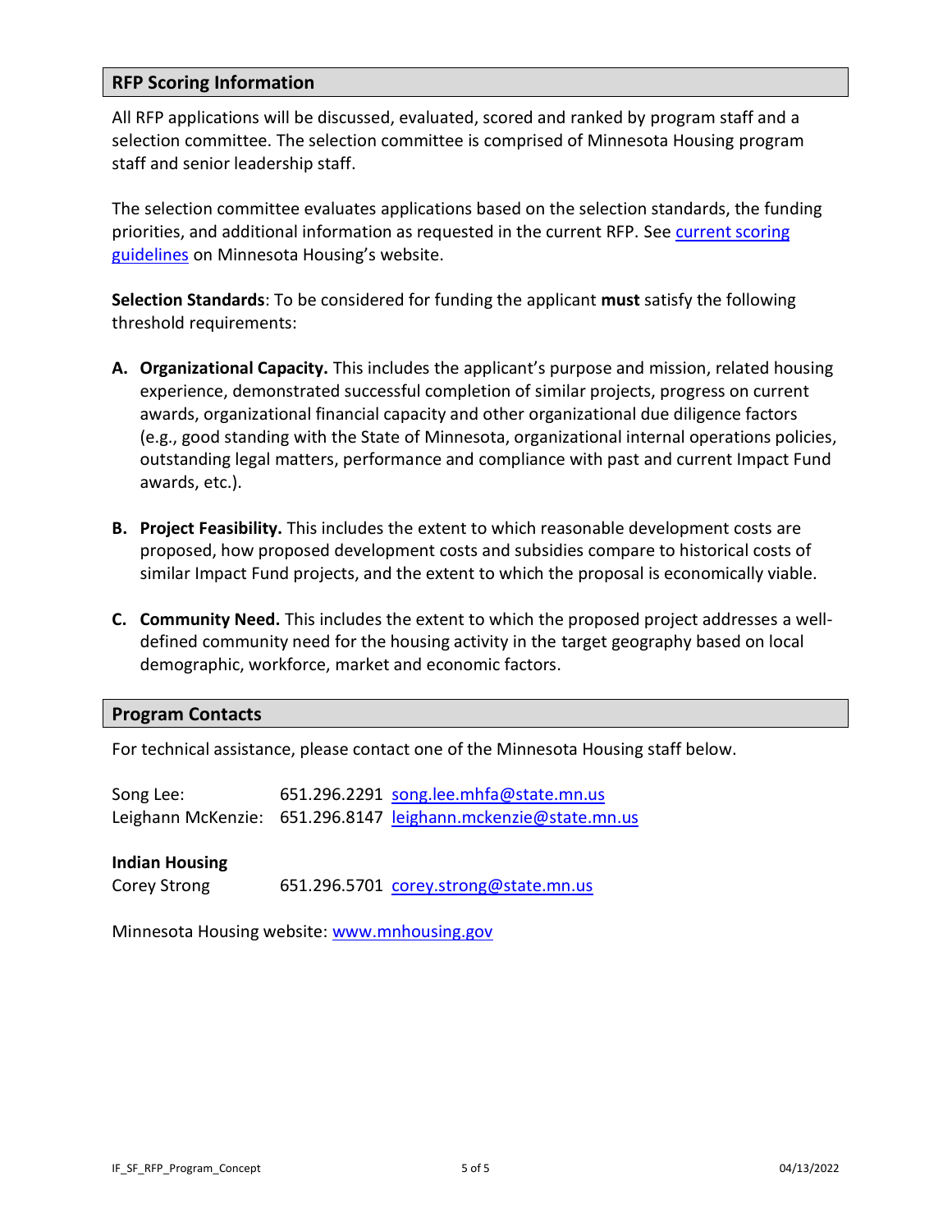## RFP Scoring Information

All RFP applications will be discussed, evaluated, scored and ranked by program staff and a selection committee. The selection committee is comprised of Minnesota Housing program staff and senior leadership staff.

The selection committee evaluates applications based on the selection standards, the funding priorities, and additional information as requested in the current RFP. See current scoring guidelines on Minnesota Housing's website.

**Selection Standards**: To be considered for funding the applicant **must** satisfy the following threshold requirements:

**A. Organizational Capacity.** This includes the applicant's purpose and mission, related housing experience, demonstrated successful completion of similar projects, progress on current awards, organizational financial capacity and other organizational due diligence factors (e.g., good standing with the State of Minnesota, organizational internal operations policies, outstanding legal matters, performance and compliance with past and current Impact Fund awards, etc.).

**B. Project Feasibility.** This includes the extent to which reasonable development costs are proposed, how proposed development costs and subsidies compare to historical costs of similar Impact Fund projects, and the extent to which the proposal is economically viable.

**C. Community Need.** This includes the extent to which the proposed project addresses a well-defined community need for the housing activity in the target geography based on local demographic, workforce, market and economic factors.

## Program Contacts

For technical assistance, please contact one of the Minnesota Housing staff below.

| | | |
|---|---|---|
| Song Lee: | 651.296.2291 | song.lee.mhfa@state.mn.us |
| Leighann McKenzie: | 651.296.8147 | leighann.mckenzie@state.mn.us |

**Indian Housing**

| | | |
|---|---|---|
| Corey Strong | 651.296.5701 | corey.strong@state.mn.us |

Minnesota Housing website: www.mnhousing.gov